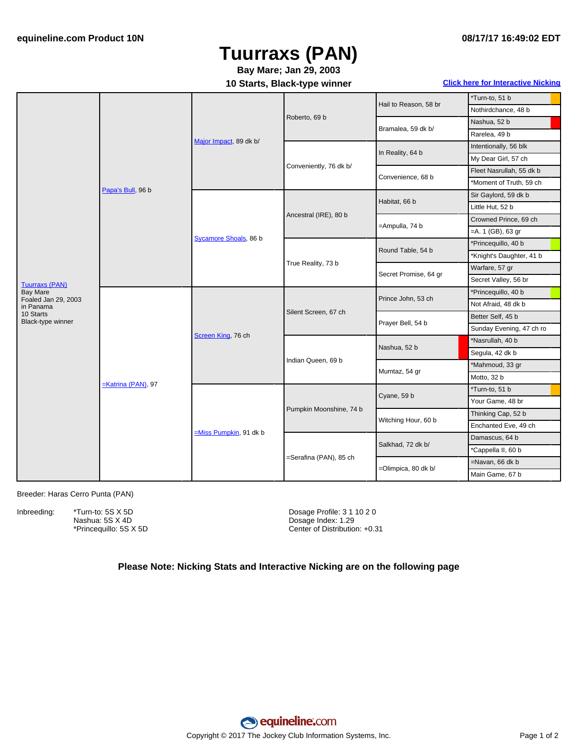equineline.com Product 10N

08/17/17 16:49:02 EDT

# Tuurraxs (PAN)

**Bay Mare; Jan 29, 2003**

**10 Starts, Black-type winner**

**Click here for Interactive Nicking**

| Horse | Sire/Dam | Gen 2 | Gen 3 | Gen 4 | Gen 5 |
|---|---|---|---|---|---|
| Tuurraxs (PAN) Bay Mare Foaled Jan 29, 2003 in Panama 10 Starts Black-type winner | Papa's Bull, 96 b | Major Impact, 89 dk b/ | Roberto, 69 b | Hail to Reason, 58 br | *Turn-to, 51 b |
| | | | | | Nothirdchance, 48 b |
| | | | | Bramalea, 59 dk b/ | Nashua, 52 b |
| | | | | | Rarelea, 49 b |
| | | | Conveniently, 76 dk b/ | In Reality, 64 b | Intentionally, 56 blk |
| | | | | | My Dear Girl, 57 ch |
| | | | | Convenience, 68 b | Fleet Nasrullah, 55 dk b |
| | | | | | *Moment of Truth, 59 ch |
| | | Sycamore Shoals, 86 b | Ancestral (IRE), 80 b | Habitat, 66 b | Sir Gaylord, 59 dk b |
| | | | | | Little Hut, 52 b |
| | | | | =Ampulla, 74 b | Crowned Prince, 69 ch |
| | | | | | =A. 1 (GB), 63 gr |
| | | | True Reality, 73 b | Round Table, 54 b | *Princequillo, 40 b |
| | | | | | *Knight's Daughter, 41 b |
| | | | | Secret Promise, 64 gr | Warfare, 57 gr |
| | | | | | Secret Valley, 56 br |
| | =Katrina (PAN), 97 | Screen King, 76 ch | Silent Screen, 67 ch | Prince John, 53 ch | *Princequillo, 40 b |
| | | | | | Not Afraid, 48 dk b |
| | | | | Prayer Bell, 54 b | Better Self, 45 b |
| | | | | | Sunday Evening, 47 ch ro |
| | | | Indian Queen, 69 b | Nashua, 52 b | *Nasrullah, 40 b |
| | | | | | Segula, 42 dk b |
| | | | | Mumtaz, 54 gr | *Mahmoud, 33 gr |
| | | | | | Motto, 32 b |
| | | =Miss Pumpkin, 91 dk b | Pumpkin Moonshine, 74 b | Cyane, 59 b | *Turn-to, 51 b |
| | | | | | Your Game, 48 br |
| | | | | Witching Hour, 60 b | Thinking Cap, 52 b |
| | | | | | Enchanted Eve, 49 ch |
| | | | =Serafina (PAN), 85 ch | Salkhad, 72 dk b/ | Damascus, 64 b |
| | | | | | *Cappella II, 60 b |
| | | | | =Olimpica, 80 dk b/ | =Navan, 66 dk b |
| | | | | | Main Game, 67 b |

Breeder: Haras Cerro Punta (PAN)

Inbreeding:
- *Turn-to: 5S X 5D
- Nashua: 5S X 4D
- *Princequillo: 5S X 5D

Dosage Profile: 3 1 10 2 0
Dosage Index: 1.29
Center of Distribution: +0.31

**Please Note: Nicking Stats and Interactive Nicking are on the following page**

equineline.com

Copyright © 2017 The Jockey Club Information Systems, Inc.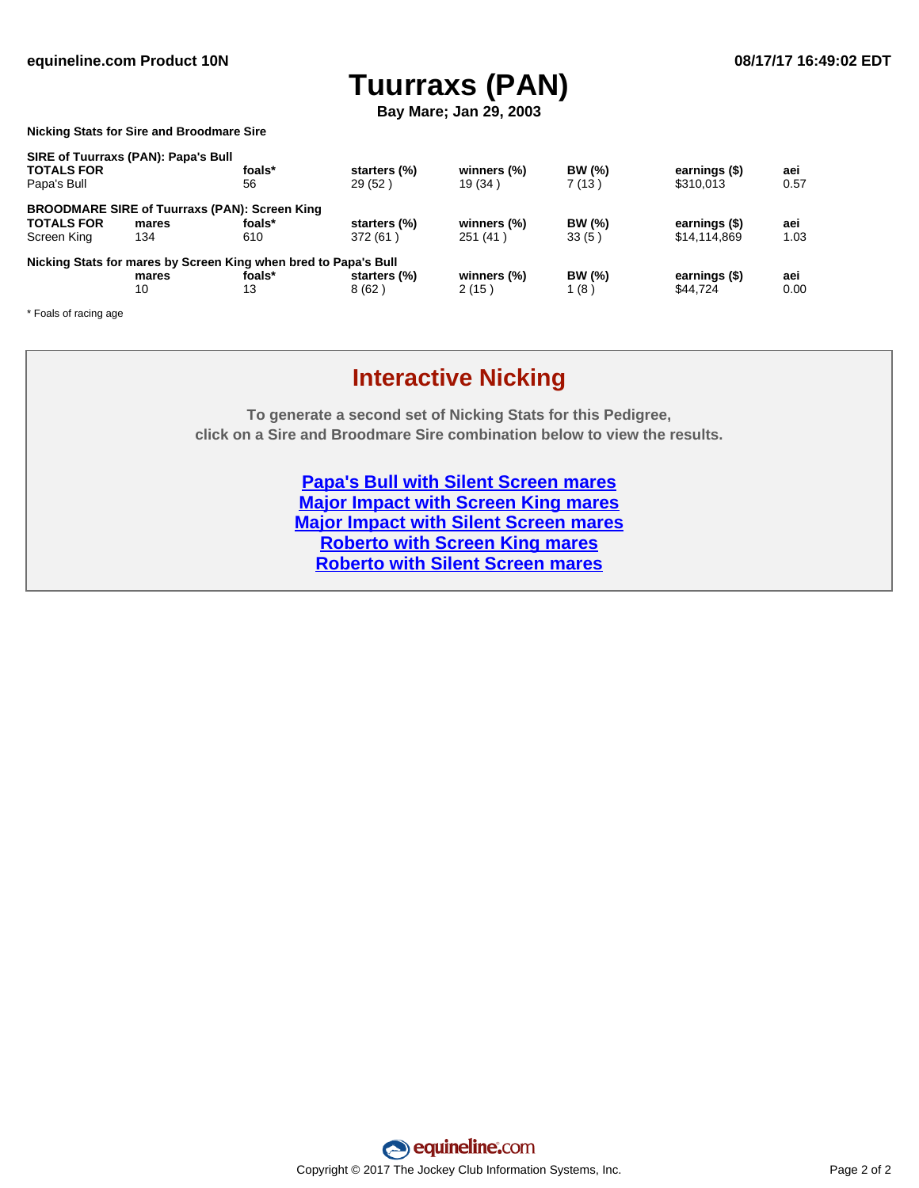# Tuurraxs (PAN)

**Bay Mare; Jan 29, 2003**

**Nicking Stats for Sire and Broodmare Sire**

**SIRE of Tuurraxs (PAN): Papa's Bull**

| TOTALS FOR | | foals* | starters (%) | winners (%) | BW (%) | earnings ($) | aei |
|---|---|---|---|---|---|---|---|
| Papa's Bull | | 56 | 29 (52 ) | 19 (34 ) | 7 (13 ) | $310,013 | 0.57 |

**BROODMARE SIRE of Tuurraxs (PAN): Screen King**

| TOTALS FOR | mares | foals* | starters (%) | winners (%) | BW (%) | earnings ($) | aei |
|---|---|---|---|---|---|---|---|
| Screen King | 134 | 610 | 372 (61 ) | 251 (41 ) | 33 (5 ) | $14,114,869 | 1.03 |

**Nicking Stats for mares by Screen King when bred to Papa's Bull**

| | mares | foals* | starters (%) | winners (%) | BW (%) | earnings ($) | aei |
|---|---|---|---|---|---|---|---|
| | 10 | 13 | 8 (62 ) | 2 (15 ) | 1 (8 ) | $44,724 | 0.00 |

* Foals of racing age

## Interactive Nicking

**To generate a second set of Nicking Stats for this Pedigree, click on a Sire and Broodmare Sire combination below to view the results.**

**Papa's Bull with Silent Screen mares**
**Major Impact with Screen King mares**
**Major Impact with Silent Screen mares**
**Roberto with Screen King mares**
**Roberto with Silent Screen mares**